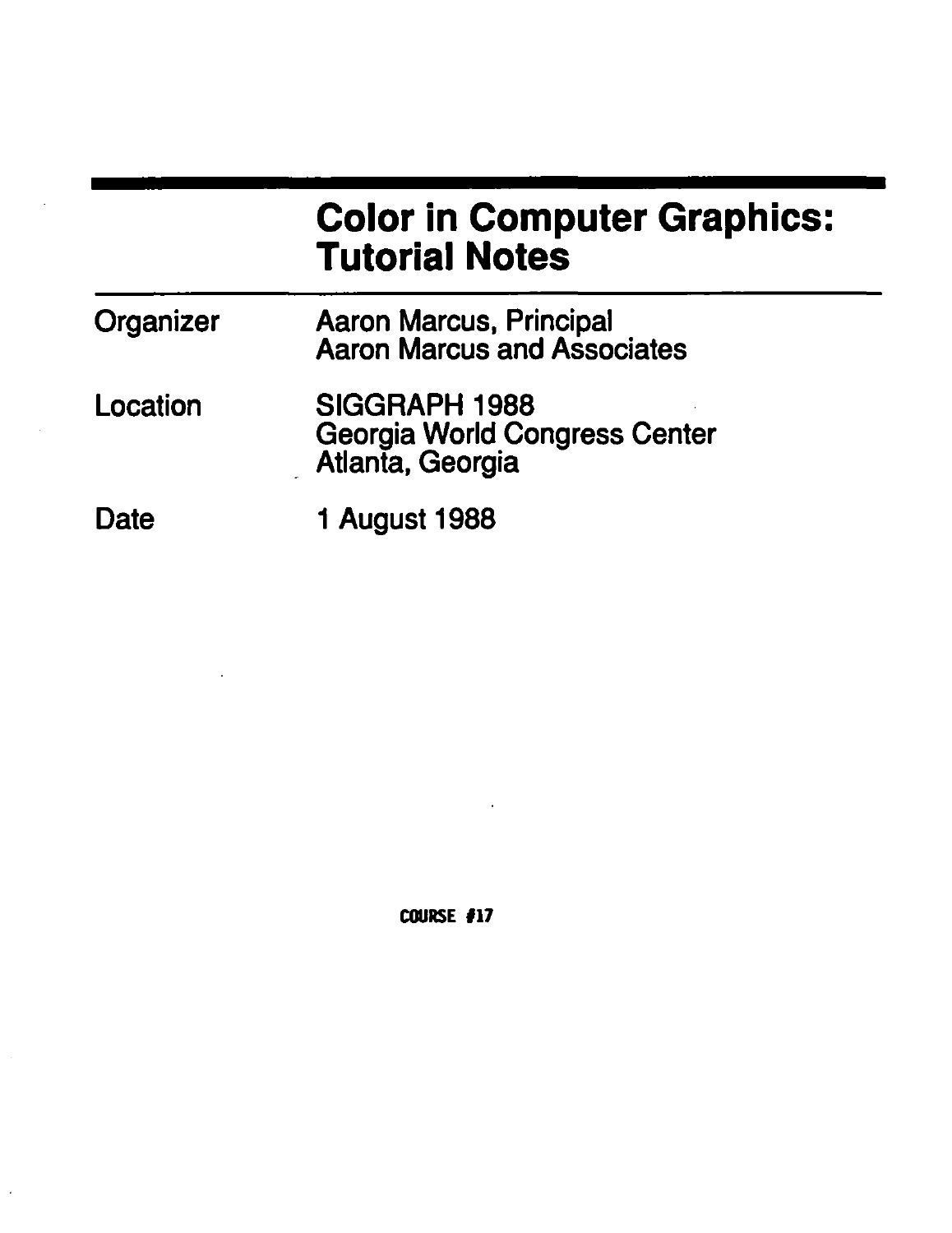# Color in Computer Graphics: Tutorial Notes

| | |
|---|---|
| Organizer | Aaron Marcus, Principal<br>Aaron Marcus and Associates |
| Location | SIGGRAPH 1988<br>Georgia World Congress Center<br>Atlanta, Georgia |
| Date | 1 August 1988 |

COURSE #17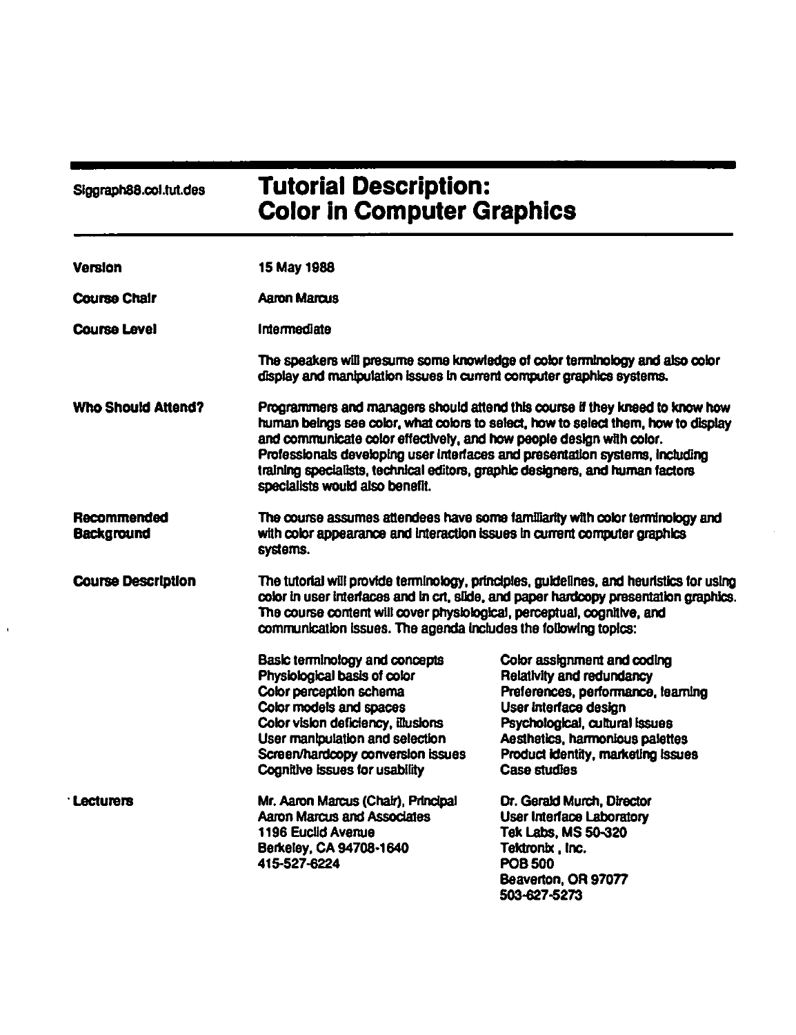Siggraph88.col.tut.des

# Tutorial Description: Color in Computer Graphics

**Version**

15 May 1988

**Course Chair**

Aaron Marcus

**Course Level**

Intermediate

The speakers will presume some knowledge of color terminology and also color display and manipulation issues in current computer graphics systems.

**Who Should Attend?**

Programmers and managers should attend this course if they kneed to know how human beings see color, what colors to select, how to select them, how to display and communicate color effectively, and how people design with color. Professionals developing user interfaces and presentation systems, including training specialists, technical editors, graphic designers, and human factors specialists would also benefit.

**Recommended Background**

The course assumes attendees have some familiarity with color terminology and with color appearance and interaction issues in current computer graphics systems.

**Course Description**

The tutorial will provide terminology, principles, guidelines, and heuristics for using color in user interfaces and in crt, slide, and paper hardcopy presentation graphics. The course content will cover physiological, perceptual, cognitive, and communication issues. The agenda includes the following topics:

- Basic terminology and concepts
- Physiological basis of color
- Color perception schema
- Color models and spaces
- Color vision deficiency, illusions
- User manipulation and selection
- Screen/hardcopy conversion issues
- Cognitive issues for usability
- Color assignment and coding
- Relativity and redundancy
- Preferences, performance, learning
- User interface design
- Psychological, cultural issues
- Aesthetics, harmonious palettes
- Product identity, marketing issues
- Case studies

**Lecturers**

Mr. Aaron Marcus (Chair), Principal
Aaron Marcus and Associates
1196 Euclid Avenue
Berkeley, CA 94708-1640
415-527-6224

Dr. Gerald Murch, Director
User Interface Laboratory
Tek Labs, MS 50-320
Tektronix , Inc.
POB 500
Beaverton, OR 97077
503-627-5273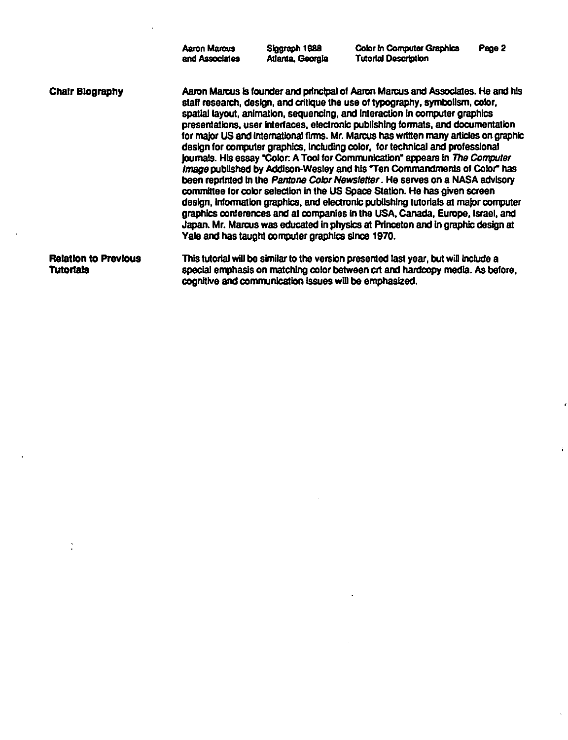## Chair Biography

Aaron Marcus is founder and principal of Aaron Marcus and Associates. He and his staff research, design, and critique the use of typography, symbolism, color, spatial layout, animation, sequencing, and interaction in computer graphics presentations, user interfaces, electronic publishing formats, and documentation for major US and international firms. Mr. Marcus has written many articles on graphic design for computer graphics, including color, for technical and professional journals. His essay "Color: A Tool for Communication" appears in *The Computer Image* published by Addison-Wesley and his "Ten Commandments of Color" has been reprinted in the *Pantone Color Newsletter*. He serves on a NASA advisory committee for color selection in the US Space Station. He has given screen design, information graphics, and electronic publishing tutorials at major computer graphics conferences and at companies in the USA, Canada, Europe, Israel, and Japan. Mr. Marcus was educated in physics at Princeton and in graphic design at Yale and has taught computer graphics since 1970.

## Relation to Previous Tutorials

This tutorial will be similar to the version presented last year, but will include a special emphasis on matching color between crt and hardcopy media. As before, cognitive and communication issues will be emphasized.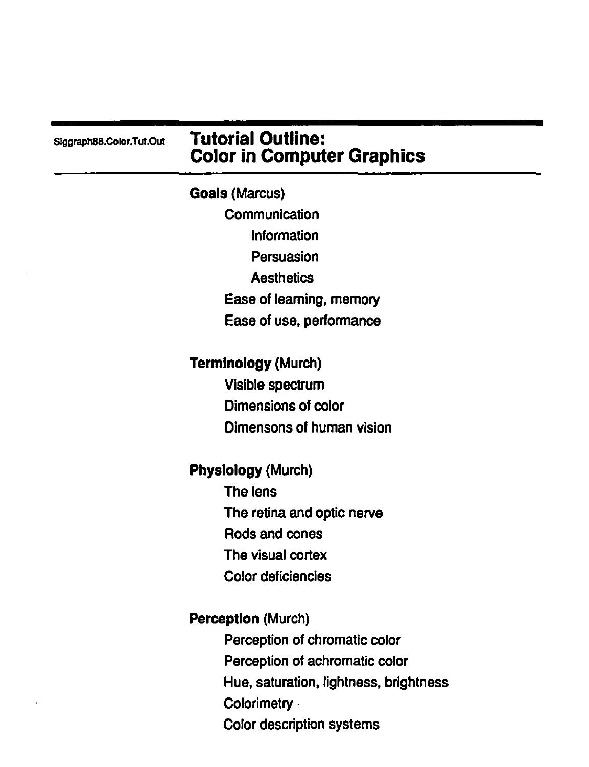# Tutorial Outline: Color in Computer Graphics

**Goals** (Marcus)

- Communication
  - Information
  - Persuasion
  - Aesthetics
- Ease of learning, memory
- Ease of use, performance

**Terminology** (Murch)

- Visible spectrum
- Dimensions of color
- Dimensons of human vision

**Physiology** (Murch)

- The lens
- The retina and optic nerve
- Rods and cones
- The visual cortex
- Color deficiencies

**Perception** (Murch)

- Perception of chromatic color
- Perception of achromatic color
- Hue, saturation, lightness, brightness
- Colorimetry
- Color description systems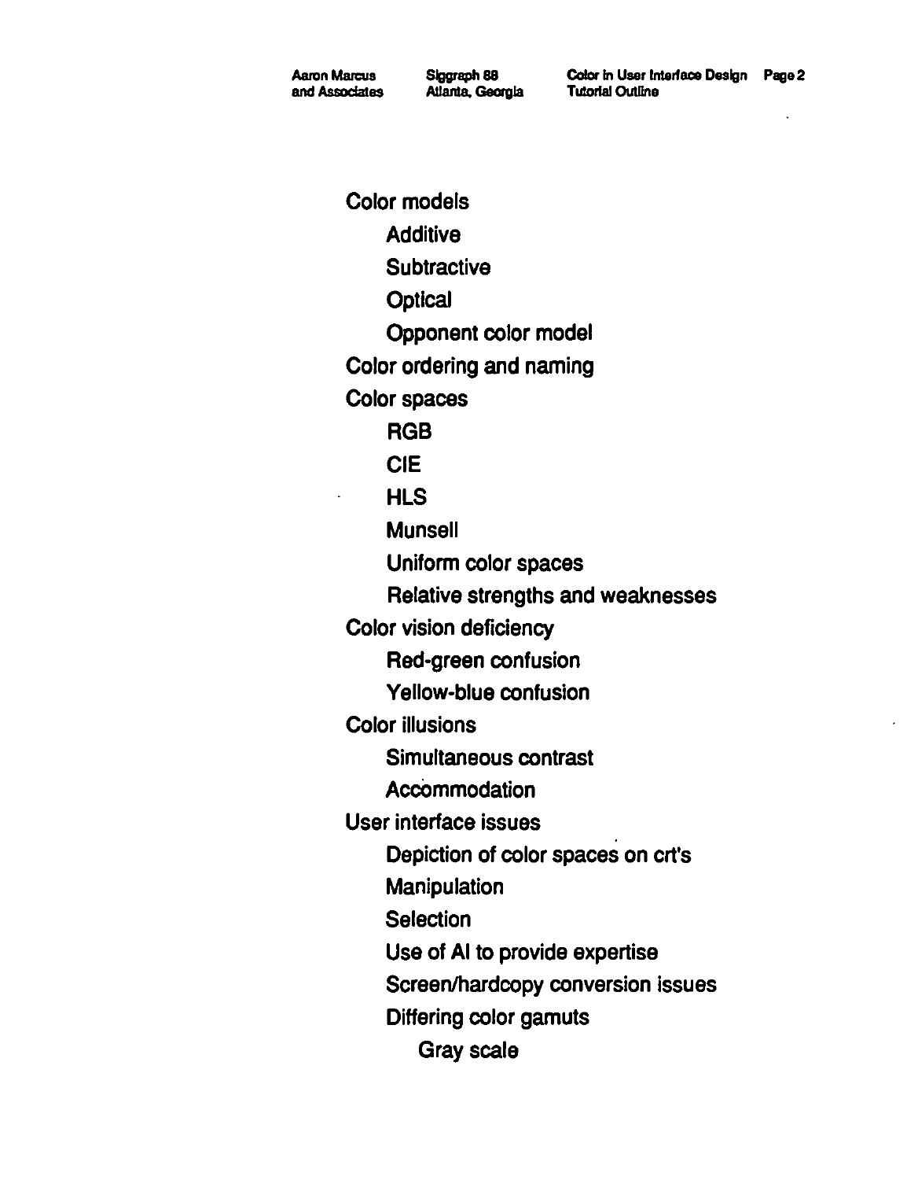- Color models
  - Additive
  - Subtractive
  - Optical
  - Opponent color model
- Color ordering and naming
- Color spaces
  - RGB
  - CIE
  - HLS
  - Munsell
  - Uniform color spaces
  - Relative strengths and weaknesses
- Color vision deficiency
  - Red-green confusion
  - Yellow-blue confusion
- Color illusions
  - Simultaneous contrast
  - Accommodation
- User interface issues
  - Depiction of color spaces on crt's
  - Manipulation
  - Selection
  - Use of AI to provide expertise
  - Screen/hardcopy conversion issues
  - Differing color gamuts
    - Gray scale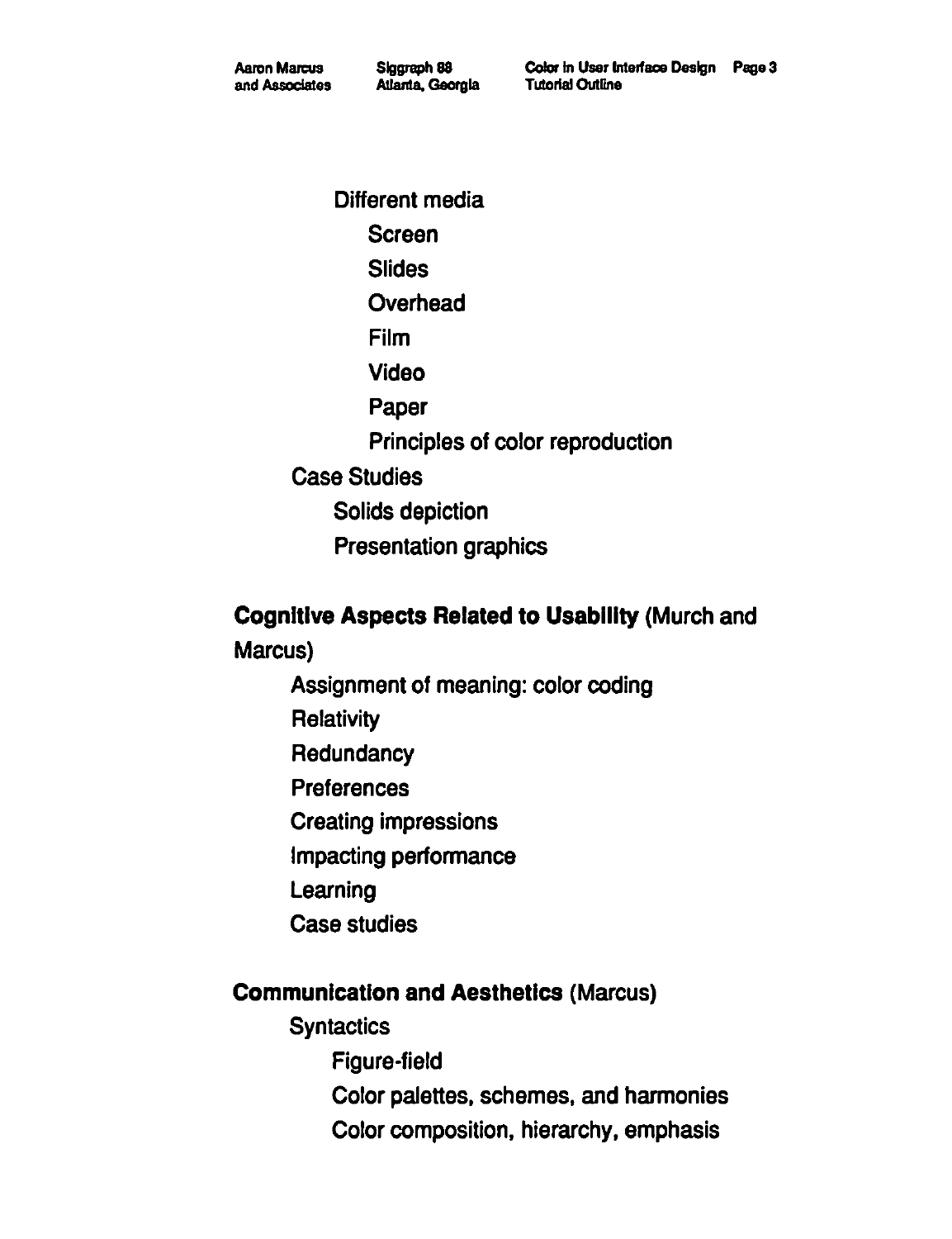- Different media
  - Screen
  - Slides
  - Overhead
  - Film
  - Video
  - Paper
  - Principles of color reproduction
- Case Studies
  - Solids depiction
  - Presentation graphics

**Cognitive Aspects Related to Usability** (Murch and Marcus)

- Assignment of meaning: color coding
- Relativity
- Redundancy
- Preferences
- Creating impressions
- Impacting performance
- Learning
- Case studies

**Communication and Aesthetics** (Marcus)

- Syntactics
  - Figure-field
  - Color palettes, schemes, and harmonies
  - Color composition, hierarchy, emphasis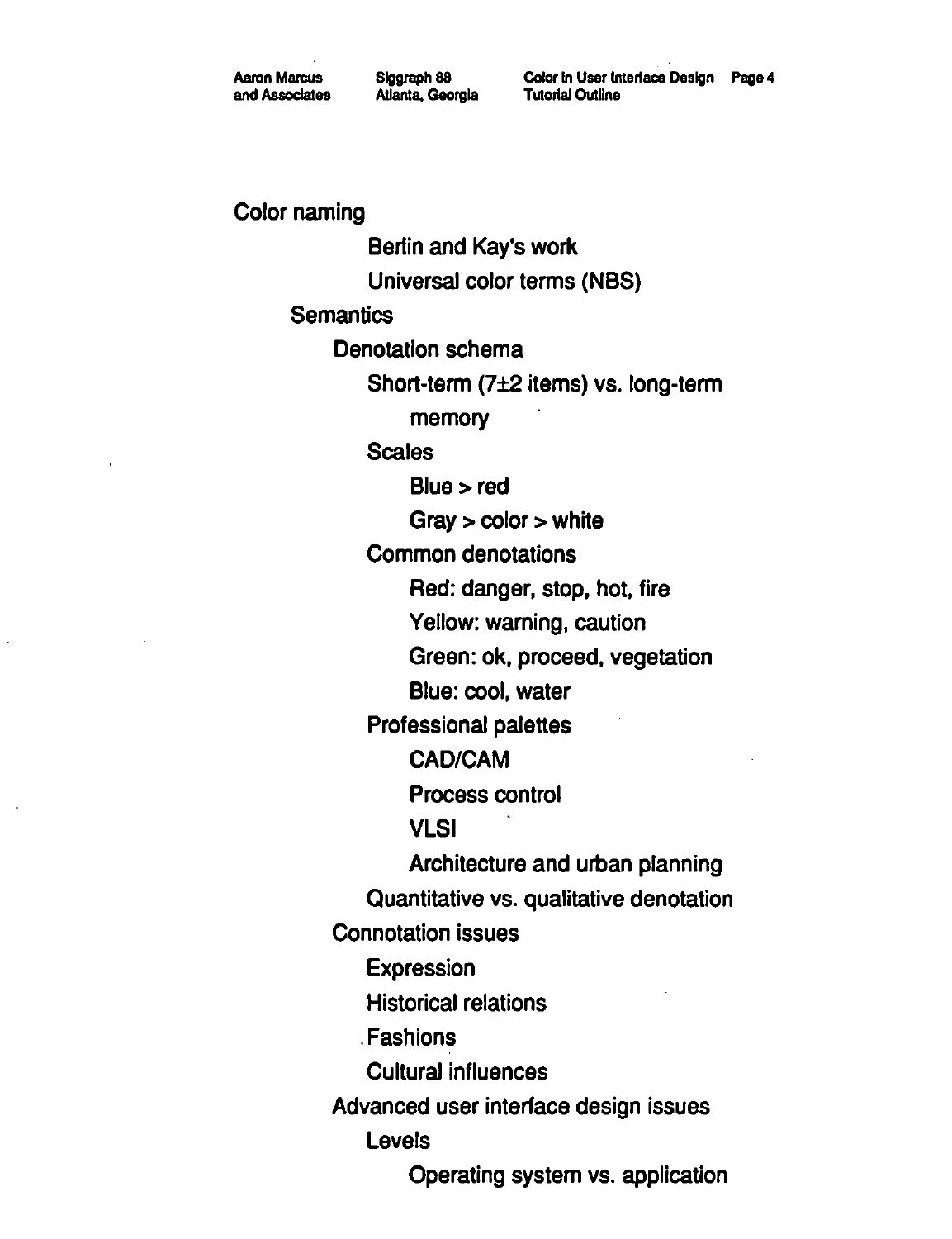- Color naming
    - Berlin and Kay's work
    - Universal color terms (NBS)
- Semantics
    - Denotation schema
        - Short-term (7±2 items) vs. long-term memory
        - Scales
            - Blue > red
            - Gray > color > white
        - Common denotations
            - Red: danger, stop, hot, fire
            - Yellow: warning, caution
            - Green: ok, proceed, vegetation
            - Blue: cool, water
        - Professional palettes
            - CAD/CAM
            - Process control
            - VLSI
            - Architecture and urban planning
        - Quantitative vs. qualitative denotation
    - Connotation issues
        - Expression
        - Historical relations
        - Fashions
        - Cultural influences
    - Advanced user interface design issues
        - Levels
            - Operating system vs. application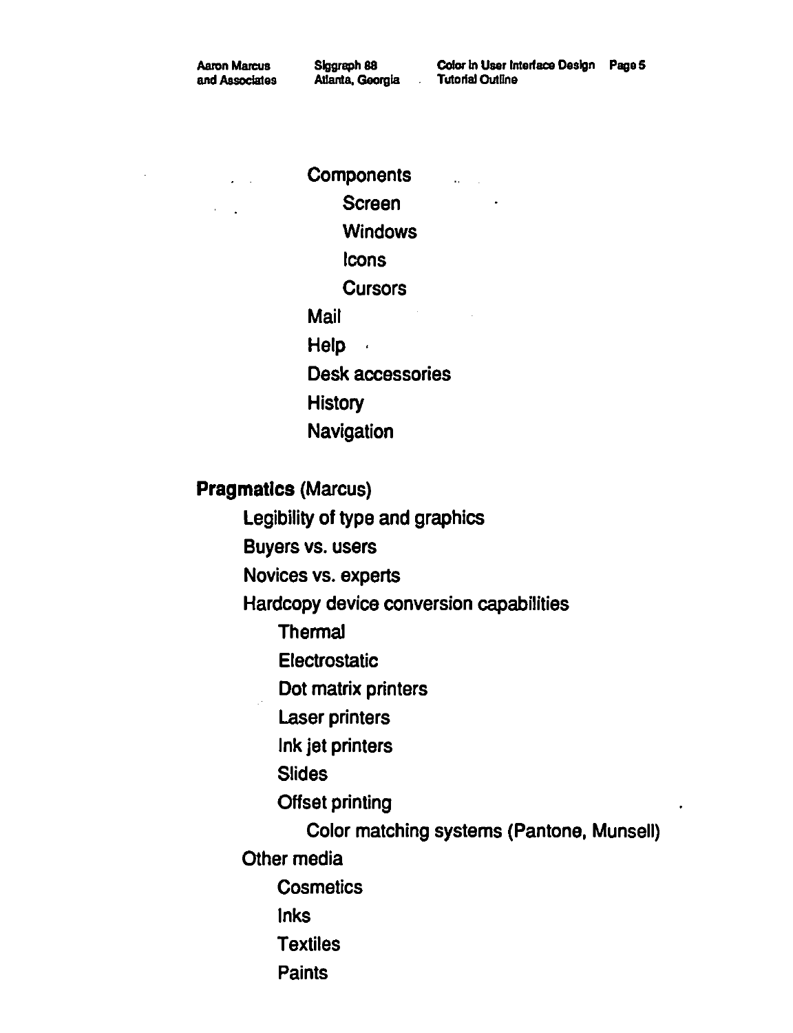- Components
  - Screen
  - Windows
  - Icons
  - Cursors
- Mail
- Help
- Desk accessories
- History
- Navigation

**Pragmatics** (Marcus)

- Legibility of type and graphics
- Buyers vs. users
- Novices vs. experts
- Hardcopy device conversion capabilities
  - Thermal
  - Electrostatic
  - Dot matrix printers
  - Laser printers
  - Ink jet printers
  - Slides
  - Offset printing
    - Color matching systems (Pantone, Munsell)
- Other media
  - Cosmetics
  - Inks
  - Textiles
  - Paints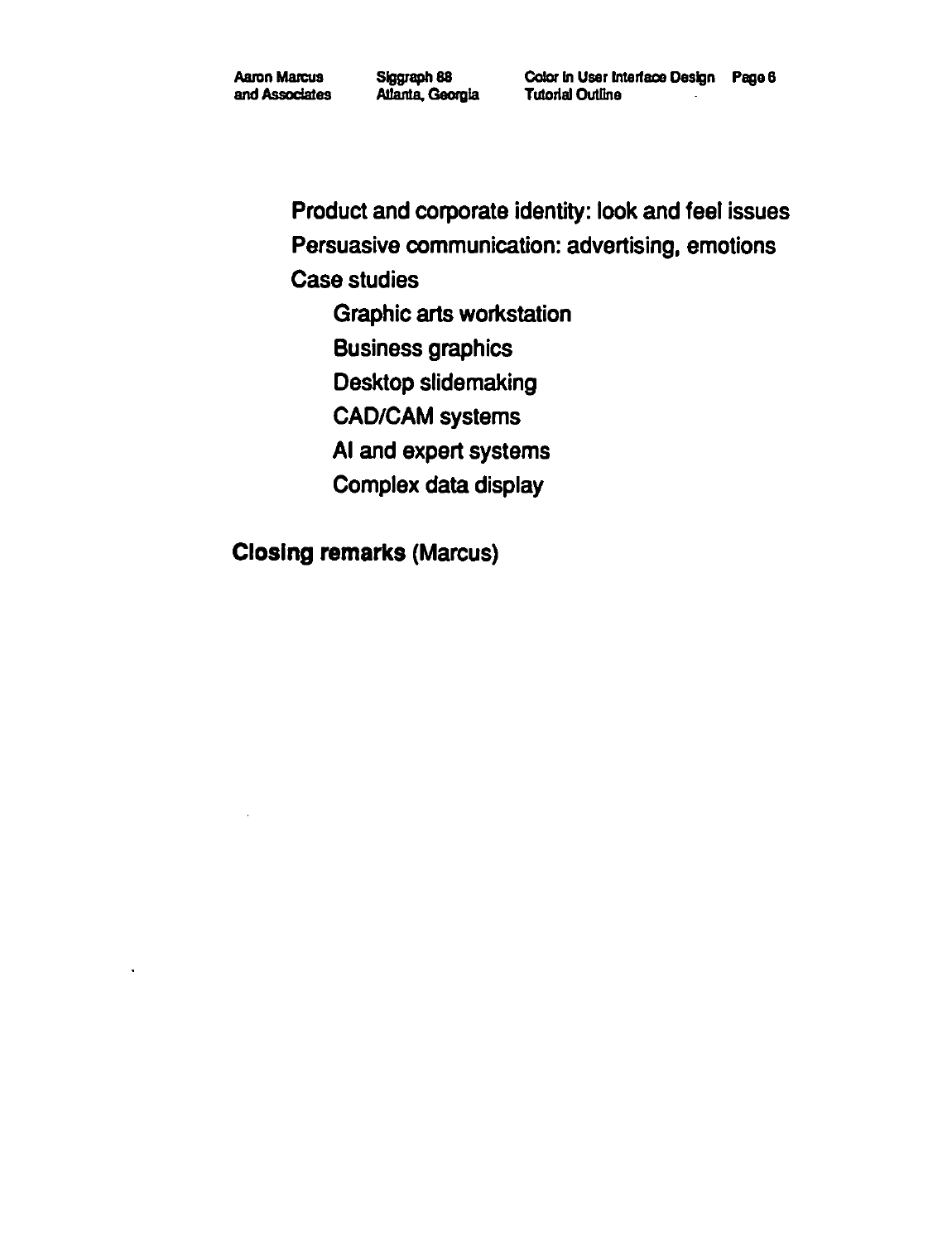- Product and corporate identity: look and feel issues
- Persuasive communication: advertising, emotions
- Case studies
    - Graphic arts workstation
    - Business graphics
    - Desktop slidemaking
    - CAD/CAM systems
    - AI and expert systems
    - Complex data display

**Closing remarks** (Marcus)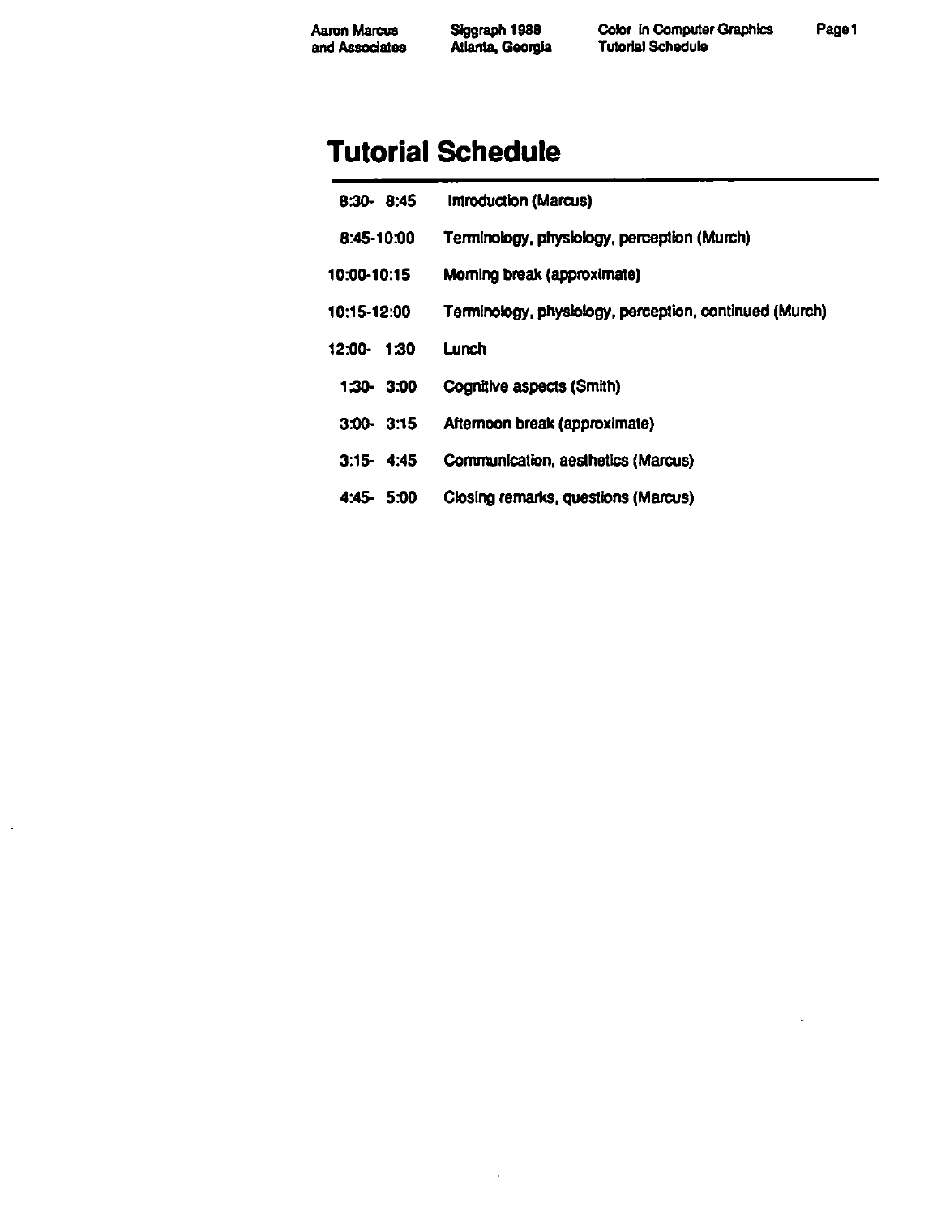# Tutorial Schedule

| | |
|---|---|
| 8:30- 8:45 | Introduction (Marcus) |
| 8:45-10:00 | Terminology, physiology, perception (Murch) |
| 10:00-10:15 | Morning break (approximate) |
| 10:15-12:00 | Terminology, physiology, perception, continued (Murch) |
| 12:00- 1:30 | Lunch |
| 1:30- 3:00 | Cognitive aspects (Smith) |
| 3:00- 3:15 | Afternoon break (approximate) |
| 3:15- 4:45 | Communication, aesthetics (Marcus) |
| 4:45- 5:00 | Closing remarks, questions (Marcus) |